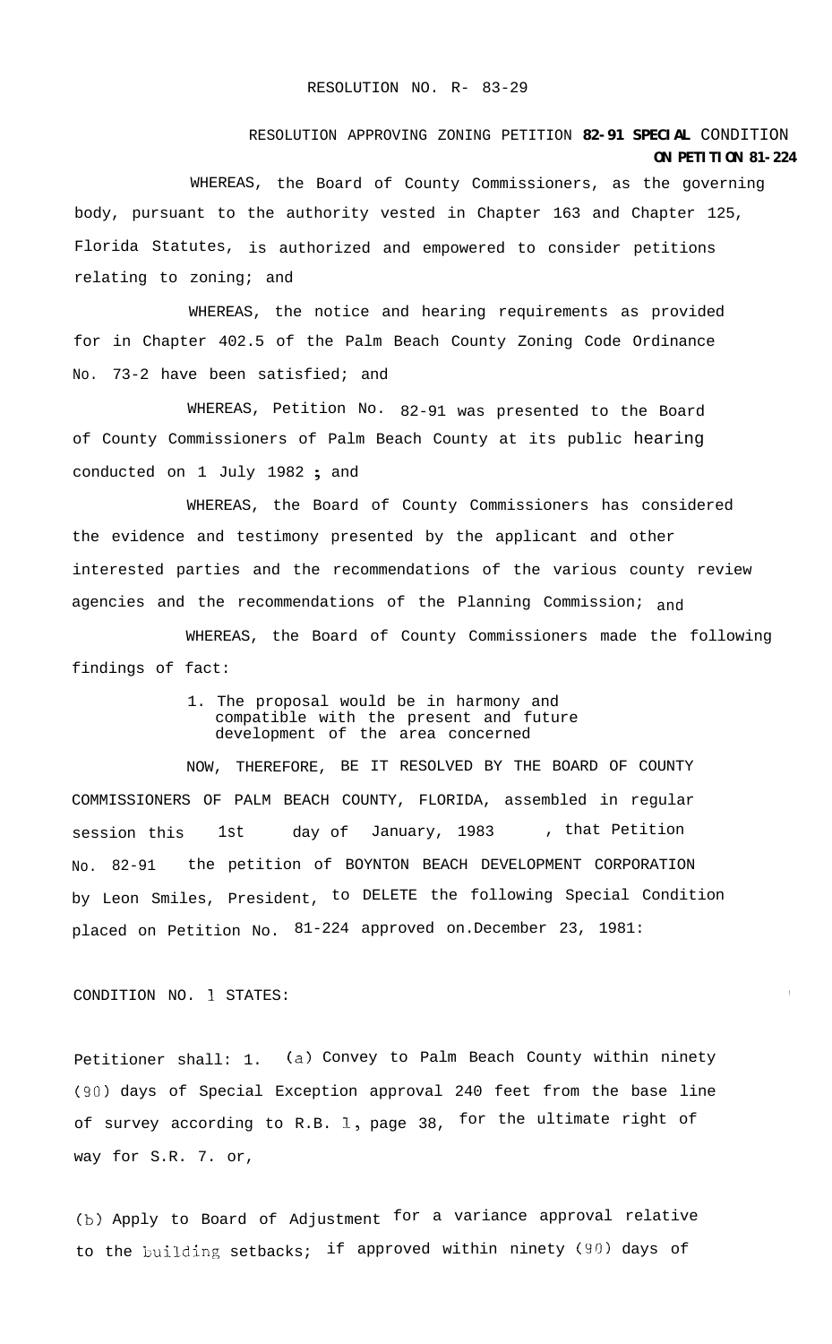RESOLUTION NO. R- 83-29

RESOLUTION APPROVING ZONING PETITION **82-91 SPECIAL** CONDITION **ON PETITION 81-224**

WHEREAS, the Board of County Commissioners, as the governing body, pursuant to the authority vested in Chapter 163 and Chapter 125, Florida Statutes, is authorized and empowered to consider petitions relating to zoning; and

WHEREAS, the notice and hearing requirements as provided for in Chapter 402.5 of the Palm Beach County Zoning Code Ordinance No. 73-2 have been satisfied; and

WHEREAS, Petition No. 82-91 was presented to the Board of County Commissioners of Palm Beach County at its public hearing conducted on 1 July 1982 ; and

WHEREAS, the Board of County Commissioners has considered the evidence and testimony presented by the applicant and other interested parties and the recommendations of the various county review agencies and the recommendations of the Planning Commission; and

WHEREAS, the Board of County Commissioners made the following findings of fact:

1. The proposal would be in harmony and compatible with the present and future development of the area concerned

NOW, THEREFORE, BE IT RESOLVED BY THE BOARD OF COUNTY COMMISSIONERS OF PALM BEACH COUNTY, FLORIDA, assembled in regular session this 1st day of January, 1983 , that Petition No. 82-91 the petition of BOYNTON BEACH DEVELOPMENT CORPORATION by Leon Smiles, President, to DELETE the following Special Condition placed on Petition No. 81-224 approved on.December 23, 1981:

CONDITION NO. 1 STATES:

Petitioner shall: 1. (a) Convey to Palm Beach County within ninety (90) days of Special Exception approval 240 feet from the base line of survey according to R.B. 1, page 38, for the ultimate right of way for S.R. 7. or,

(b) Apply to Board of Adjustment for a variance approval relative to the building setbacks; if approved within ninety (90) days of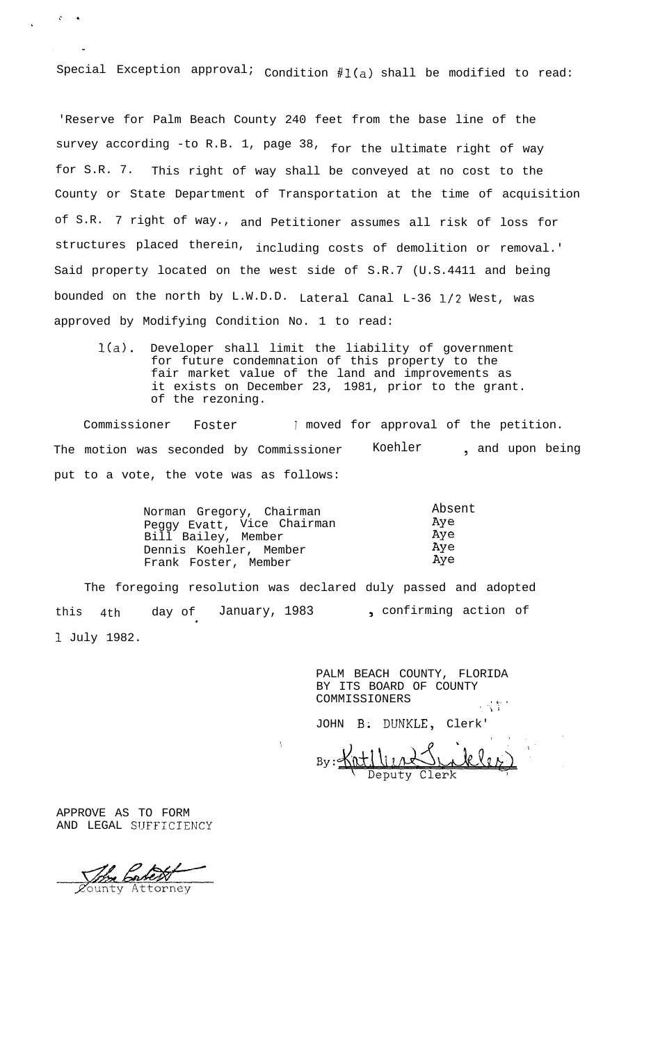Special Exception approval; Condition #1(a) shall be modified to read:

'Reserve for Palm Beach County 240 feet from the base line of the survey according -to R.B. 1, page 38, for the ultimate right of way for S.R. 7. This right of way shall be conveyed at no cost to the County or State Department of Transportation at the time of acquisition of S.R. 7 right of way., and Petitioner assumes all risk of loss for structures placed therein, including costs of demolition or removal.' Said property located on the west side of S.R.7 (U.S.4411 and being bounded on the north by L.W.D.D. Lateral Canal L-36 1/2 West, was approved by Modifying Condition No. 1 to read:

1(a). Developer shall limit the liability of government for future condemnation of this property to the fair market value of the land and improvements as it exists on December 23, 1981, prior to the grant. of the rezoning.

Commissioner Foster moved for approval of the petition. The motion was seconded by Commissioner Koehler, and upon being put to a vote, the vote was as follows:

| | |
|---|---|
| Norman Gregory, Chairman | Absent |
| Peggy Evatt, Vice Chairman | Aye |
| Bill Bailey, Member | Aye |
| Dennis Koehler, Member | Aye |
| Frank Foster, Member | Aye |

The foregoing resolution was declared duly passed and adopted this 4th day of January, 1983, confirming action of 1 July 1982.

PALM BEACH COUNTY, FLORIDA
BY ITS BOARD OF COUNTY
COMMISSIONERS

JOHN B. DUNKLE, Clerk'

By: Deputy Clerk

APPROVE AS TO FORM
AND LEGAL SUFFICIENCY

County Attorney